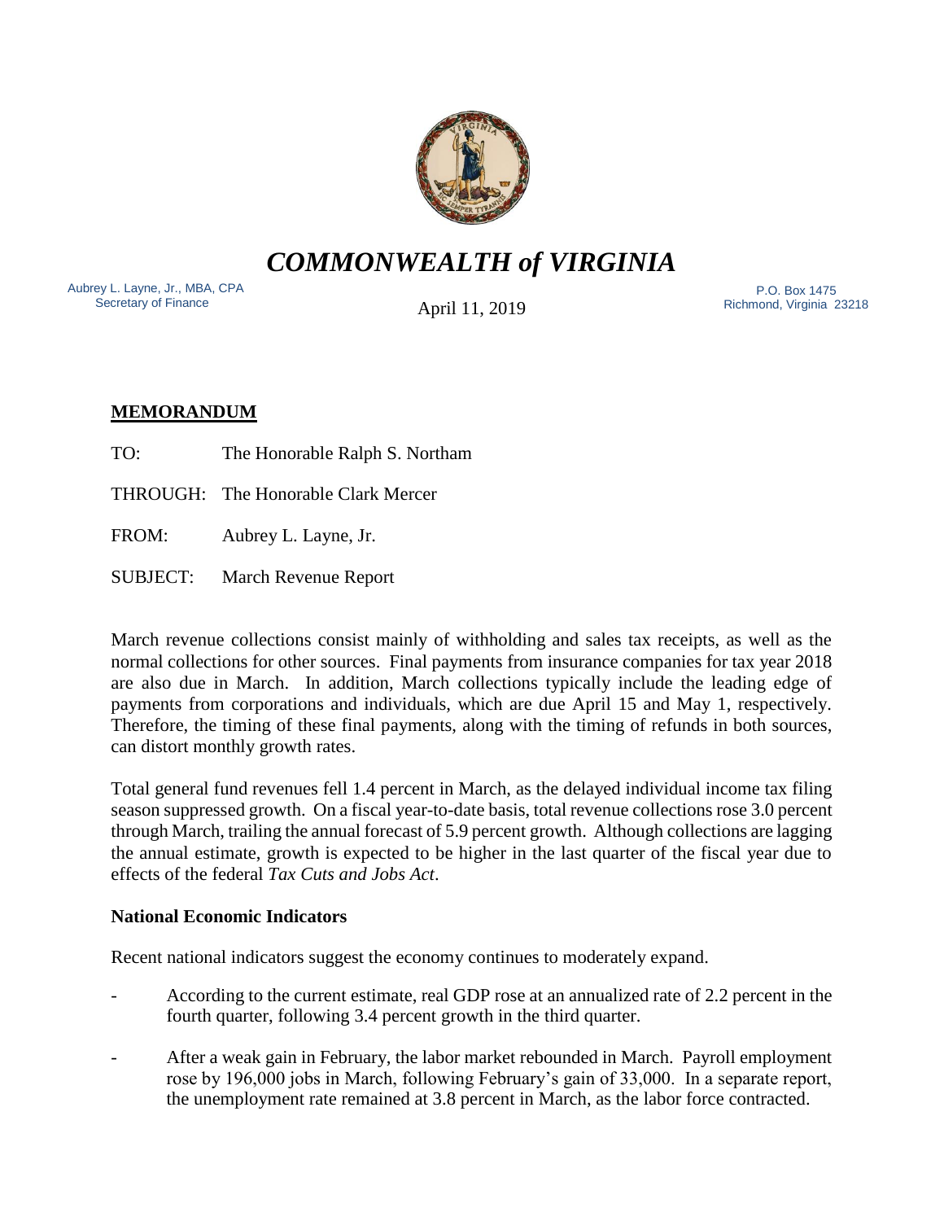# *COMMONWEALTH of VIRGINIA*

Aubrey L. Layne, Jr., MBA, CPA
Secretary of Finance

April 11, 2019

P.O. Box 1475
Richmond, Virginia 23218

**MEMORANDUM**

TO: The Honorable Ralph S. Northam

THROUGH: The Honorable Clark Mercer

FROM: Aubrey L. Layne, Jr.

SUBJECT: March Revenue Report

March revenue collections consist mainly of withholding and sales tax receipts, as well as the normal collections for other sources. Final payments from insurance companies for tax year 2018 are also due in March. In addition, March collections typically include the leading edge of payments from corporations and individuals, which are due April 15 and May 1, respectively. Therefore, the timing of these final payments, along with the timing of refunds in both sources, can distort monthly growth rates.

Total general fund revenues fell 1.4 percent in March, as the delayed individual income tax filing season suppressed growth. On a fiscal year-to-date basis, total revenue collections rose 3.0 percent through March, trailing the annual forecast of 5.9 percent growth. Although collections are lagging the annual estimate, growth is expected to be higher in the last quarter of the fiscal year due to effects of the federal *Tax Cuts and Jobs Act*.

### National Economic Indicators

Recent national indicators suggest the economy continues to moderately expand.

- According to the current estimate, real GDP rose at an annualized rate of 2.2 percent in the fourth quarter, following 3.4 percent growth in the third quarter.
- After a weak gain in February, the labor market rebounded in March. Payroll employment rose by 196,000 jobs in March, following February's gain of 33,000. In a separate report, the unemployment rate remained at 3.8 percent in March, as the labor force contracted.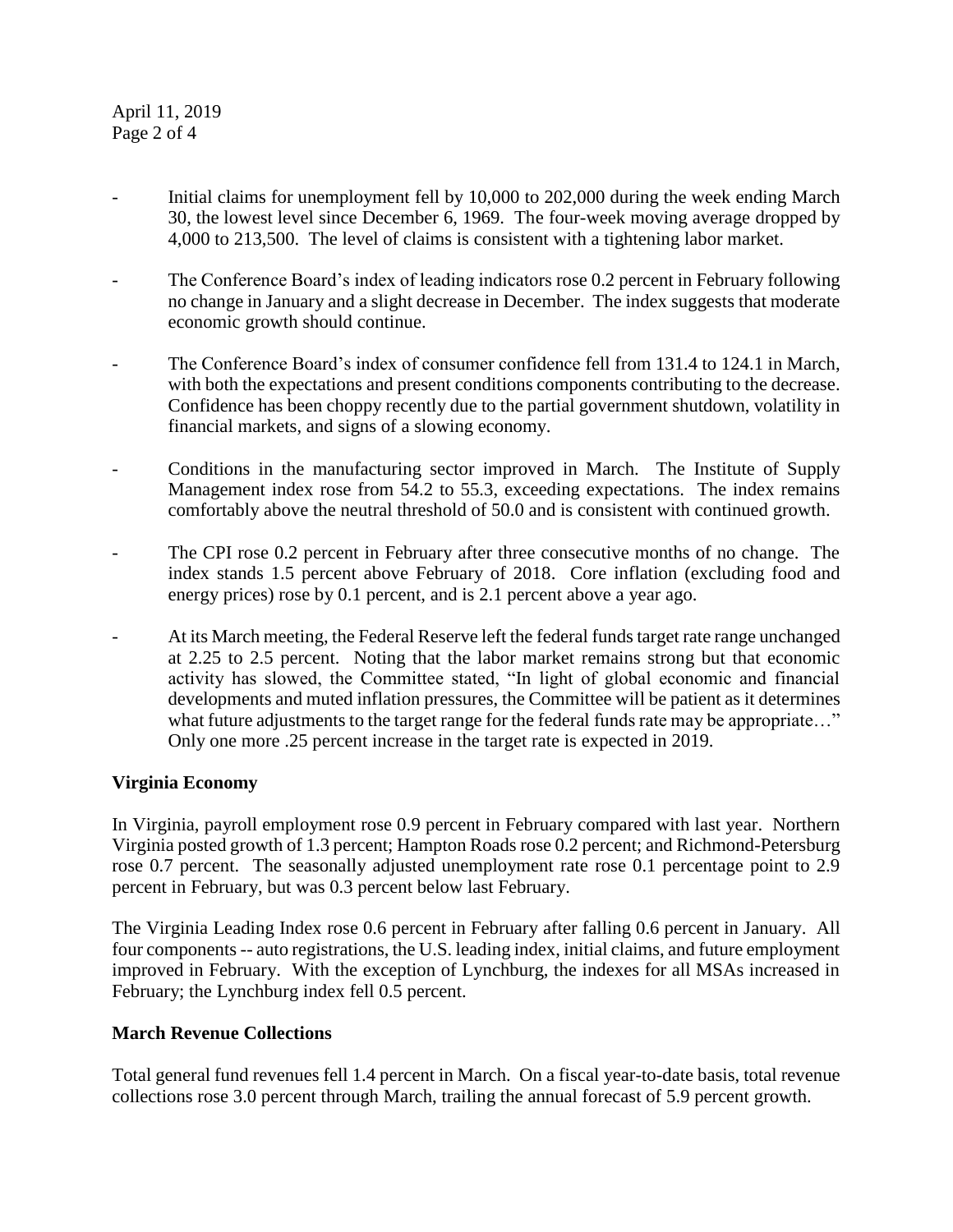- Initial claims for unemployment fell by 10,000 to 202,000 during the week ending March 30, the lowest level since December 6, 1969. The four-week moving average dropped by 4,000 to 213,500. The level of claims is consistent with a tightening labor market.

- The Conference Board's index of leading indicators rose 0.2 percent in February following no change in January and a slight decrease in December. The index suggests that moderate economic growth should continue.

- The Conference Board's index of consumer confidence fell from 131.4 to 124.1 in March, with both the expectations and present conditions components contributing to the decrease. Confidence has been choppy recently due to the partial government shutdown, volatility in financial markets, and signs of a slowing economy.

- Conditions in the manufacturing sector improved in March. The Institute of Supply Management index rose from 54.2 to 55.3, exceeding expectations. The index remains comfortably above the neutral threshold of 50.0 and is consistent with continued growth.

- The CPI rose 0.2 percent in February after three consecutive months of no change. The index stands 1.5 percent above February of 2018. Core inflation (excluding food and energy prices) rose by 0.1 percent, and is 2.1 percent above a year ago.

- At its March meeting, the Federal Reserve left the federal funds target rate range unchanged at 2.25 to 2.5 percent. Noting that the labor market remains strong but that economic activity has slowed, the Committee stated, "In light of global economic and financial developments and muted inflation pressures, the Committee will be patient as it determines what future adjustments to the target range for the federal funds rate may be appropriate…" Only one more .25 percent increase in the target rate is expected in 2019.

**Virginia Economy**

In Virginia, payroll employment rose 0.9 percent in February compared with last year. Northern Virginia posted growth of 1.3 percent; Hampton Roads rose 0.2 percent; and Richmond-Petersburg rose 0.7 percent. The seasonally adjusted unemployment rate rose 0.1 percentage point to 2.9 percent in February, but was 0.3 percent below last February.

The Virginia Leading Index rose 0.6 percent in February after falling 0.6 percent in January. All four components -- auto registrations, the U.S. leading index, initial claims, and future employment improved in February. With the exception of Lynchburg, the indexes for all MSAs increased in February; the Lynchburg index fell 0.5 percent.

**March Revenue Collections**

Total general fund revenues fell 1.4 percent in March. On a fiscal year-to-date basis, total revenue collections rose 3.0 percent through March, trailing the annual forecast of 5.9 percent growth.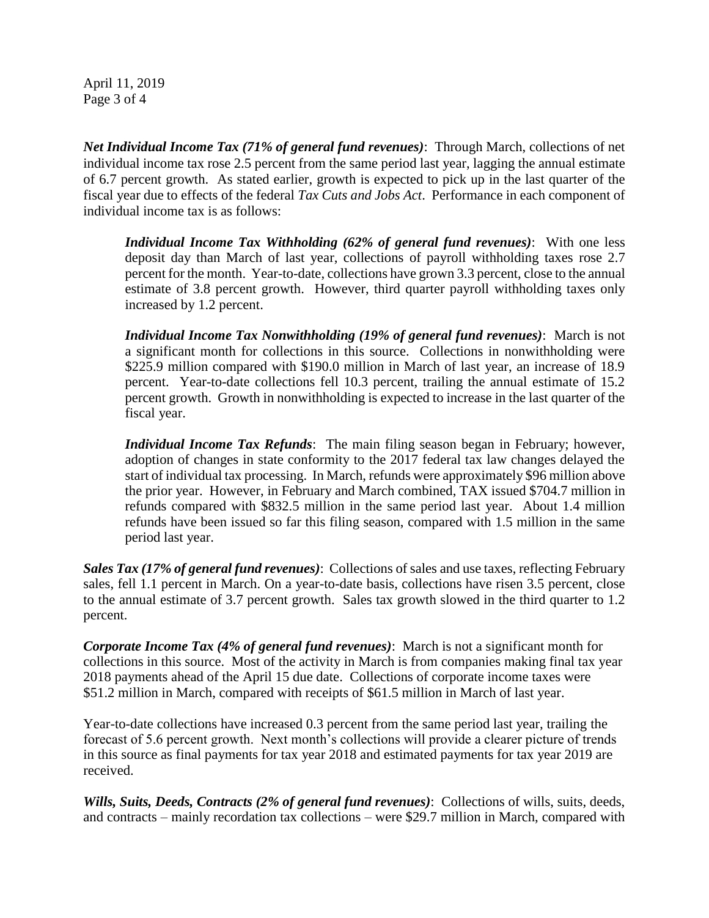***Net Individual Income Tax (71% of general fund revenues)***: Through March, collections of net individual income tax rose 2.5 percent from the same period last year, lagging the annual estimate of 6.7 percent growth. As stated earlier, growth is expected to pick up in the last quarter of the fiscal year due to effects of the federal *Tax Cuts and Jobs Act*. Performance in each component of individual income tax is as follows:

> ***Individual Income Tax Withholding (62% of general fund revenues)***: With one less deposit day than March of last year, collections of payroll withholding taxes rose 2.7 percent for the month. Year-to-date, collections have grown 3.3 percent, close to the annual estimate of 3.8 percent growth. However, third quarter payroll withholding taxes only increased by 1.2 percent.
>
> ***Individual Income Tax Nonwithholding (19% of general fund revenues)***: March is not a significant month for collections in this source. Collections in nonwithholding were $225.9 million compared with $190.0 million in March of last year, an increase of 18.9 percent. Year-to-date collections fell 10.3 percent, trailing the annual estimate of 15.2 percent growth. Growth in nonwithholding is expected to increase in the last quarter of the fiscal year.
>
> ***Individual Income Tax Refunds***: The main filing season began in February; however, adoption of changes in state conformity to the 2017 federal tax law changes delayed the start of individual tax processing. In March, refunds were approximately $96 million above the prior year. However, in February and March combined, TAX issued $704.7 million in refunds compared with $832.5 million in the same period last year. About 1.4 million refunds have been issued so far this filing season, compared with 1.5 million in the same period last year.

***Sales Tax (17% of general fund revenues)***: Collections of sales and use taxes, reflecting February sales, fell 1.1 percent in March. On a year-to-date basis, collections have risen 3.5 percent, close to the annual estimate of 3.7 percent growth. Sales tax growth slowed in the third quarter to 1.2 percent.

***Corporate Income Tax (4% of general fund revenues)***: March is not a significant month for collections in this source. Most of the activity in March is from companies making final tax year 2018 payments ahead of the April 15 due date. Collections of corporate income taxes were $51.2 million in March, compared with receipts of $61.5 million in March of last year.

Year-to-date collections have increased 0.3 percent from the same period last year, trailing the forecast of 5.6 percent growth. Next month's collections will provide a clearer picture of trends in this source as final payments for tax year 2018 and estimated payments for tax year 2019 are received.

***Wills, Suits, Deeds, Contracts (2% of general fund revenues)***: Collections of wills, suits, deeds, and contracts – mainly recordation tax collections – were $29.7 million in March, compared with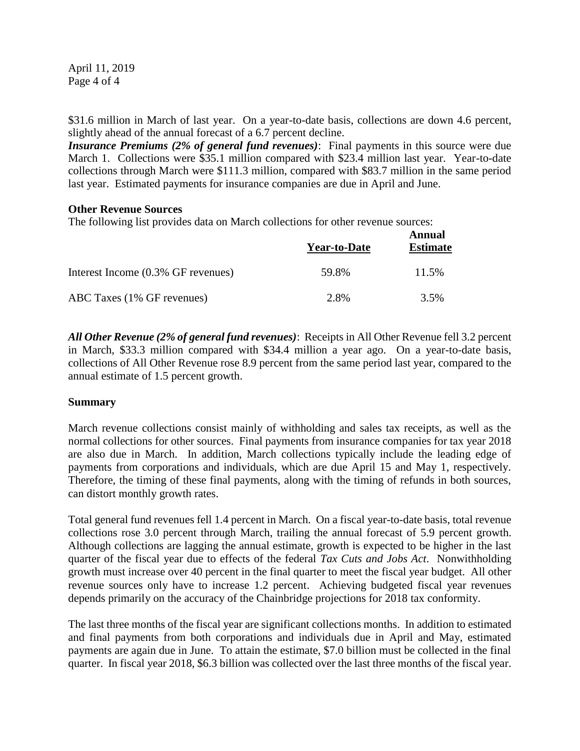$31.6 million in March of last year. On a year-to-date basis, collections are down 4.6 percent, slightly ahead of the annual forecast of a 6.7 percent decline.

***Insurance Premiums (2% of general fund revenues)***: Final payments in this source were due March 1. Collections were $35.1 million compared with $23.4 million last year. Year-to-date collections through March were $111.3 million, compared with $83.7 million in the same period last year. Estimated payments for insurance companies are due in April and June.

**Other Revenue Sources**

The following list provides data on March collections for other revenue sources:

| | Year-to-Date | Annual Estimate |
|---|---|---|
| Interest Income (0.3% GF revenues) | 59.8% | 11.5% |
| ABC Taxes (1% GF revenues) | 2.8% | 3.5% |

***All Other Revenue (2% of general fund revenues)***: Receipts in All Other Revenue fell 3.2 percent in March, $33.3 million compared with $34.4 million a year ago. On a year-to-date basis, collections of All Other Revenue rose 8.9 percent from the same period last year, compared to the annual estimate of 1.5 percent growth.

**Summary**

March revenue collections consist mainly of withholding and sales tax receipts, as well as the normal collections for other sources. Final payments from insurance companies for tax year 2018 are also due in March. In addition, March collections typically include the leading edge of payments from corporations and individuals, which are due April 15 and May 1, respectively. Therefore, the timing of these final payments, along with the timing of refunds in both sources, can distort monthly growth rates.

Total general fund revenues fell 1.4 percent in March. On a fiscal year-to-date basis, total revenue collections rose 3.0 percent through March, trailing the annual forecast of 5.9 percent growth. Although collections are lagging the annual estimate, growth is expected to be higher in the last quarter of the fiscal year due to effects of the federal *Tax Cuts and Jobs Act*. Nonwithholding growth must increase over 40 percent in the final quarter to meet the fiscal year budget. All other revenue sources only have to increase 1.2 percent. Achieving budgeted fiscal year revenues depends primarily on the accuracy of the Chainbridge projections for 2018 tax conformity.

The last three months of the fiscal year are significant collections months. In addition to estimated and final payments from both corporations and individuals due in April and May, estimated payments are again due in June. To attain the estimate, $7.0 billion must be collected in the final quarter. In fiscal year 2018, $6.3 billion was collected over the last three months of the fiscal year.